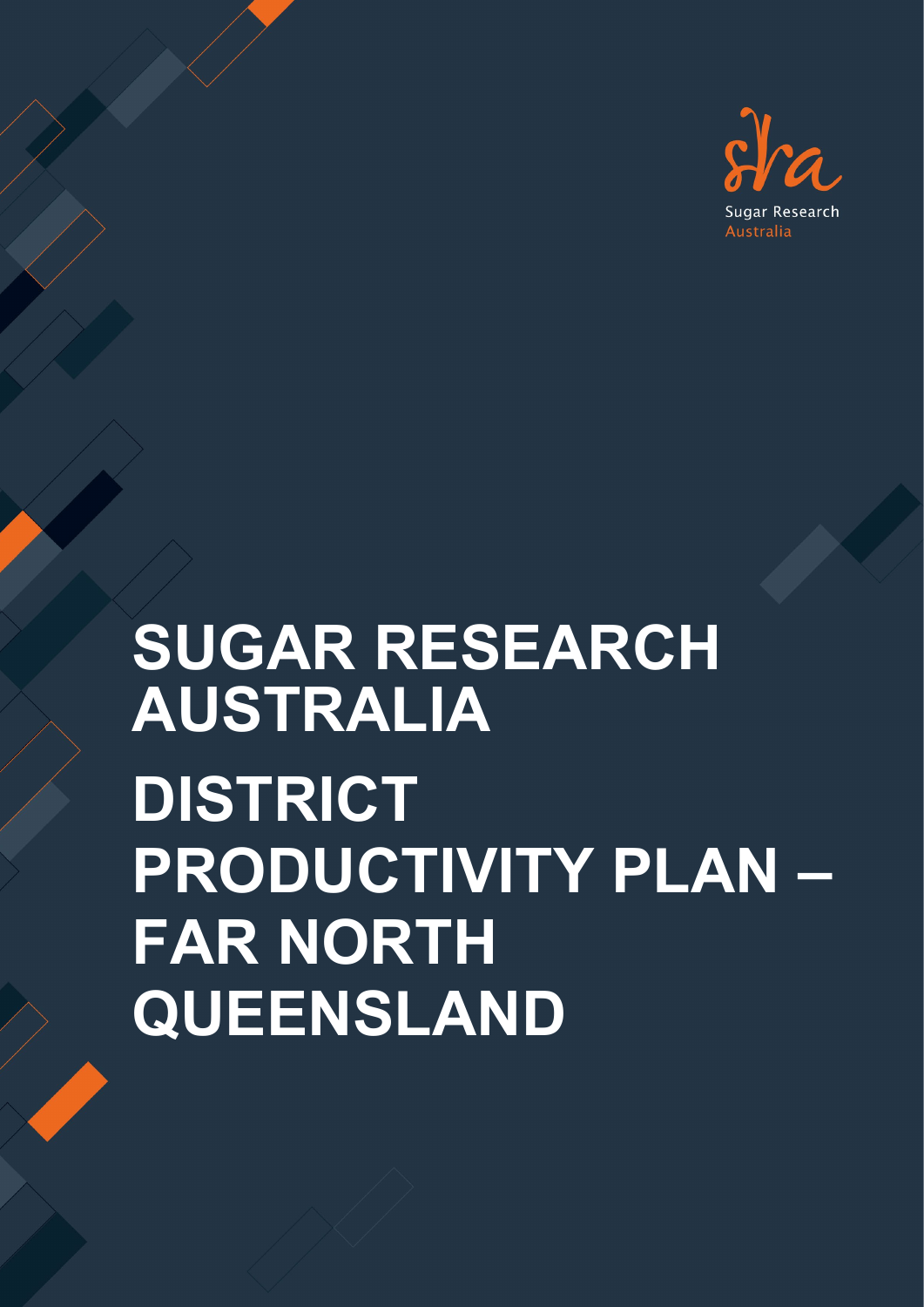Sugar Research Australia

# SUGAR RESEARCH AUSTRALIA

# DISTRICT PRODUCTIVITY PLAN – FAR NORTH QUEENSLAND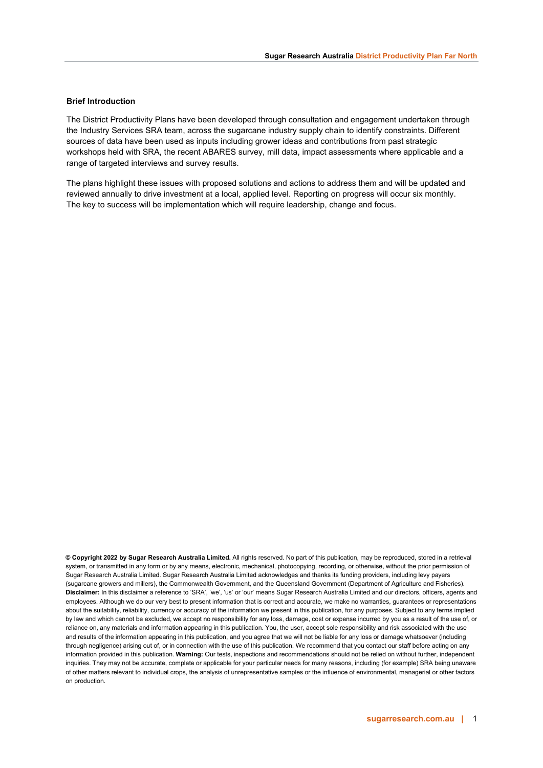### Brief Introduction

The District Productivity Plans have been developed through consultation and engagement undertaken through the Industry Services SRA team, across the sugarcane industry supply chain to identify constraints. Different sources of data have been used as inputs including grower ideas and contributions from past strategic workshops held with SRA, the recent ABARES survey, mill data, impact assessments where applicable and a range of targeted interviews and survey results.

The plans highlight these issues with proposed solutions and actions to address them and will be updated and reviewed annually to drive investment at a local, applied level. Reporting on progress will occur six monthly. The key to success will be implementation which will require leadership, change and focus.

**© Copyright 2022 by Sugar Research Australia Limited.** All rights reserved. No part of this publication, may be reproduced, stored in a retrieval system, or transmitted in any form or by any means, electronic, mechanical, photocopying, recording, or otherwise, without the prior permission of Sugar Research Australia Limited. Sugar Research Australia Limited acknowledges and thanks its funding providers, including levy payers (sugarcane growers and millers), the Commonwealth Government, and the Queensland Government (Department of Agriculture and Fisheries). **Disclaimer:** In this disclaimer a reference to 'SRA', 'we', 'us' or 'our' means Sugar Research Australia Limited and our directors, officers, agents and employees. Although we do our very best to present information that is correct and accurate, we make no warranties, guarantees or representations about the suitability, reliability, currency or accuracy of the information we present in this publication, for any purposes. Subject to any terms implied by law and which cannot be excluded, we accept no responsibility for any loss, damage, cost or expense incurred by you as a result of the use of, or reliance on, any materials and information appearing in this publication. You, the user, accept sole responsibility and risk associated with the use and results of the information appearing in this publication, and you agree that we will not be liable for any loss or damage whatsoever (including through negligence) arising out of, or in connection with the use of this publication. We recommend that you contact our staff before acting on any information provided in this publication. **Warning:** Our tests, inspections and recommendations should not be relied on without further, independent inquiries. They may not be accurate, complete or applicable for your particular needs for many reasons, including (for example) SRA being unaware of other matters relevant to individual crops, the analysis of unrepresentative samples or the influence of environmental, managerial or other factors on production.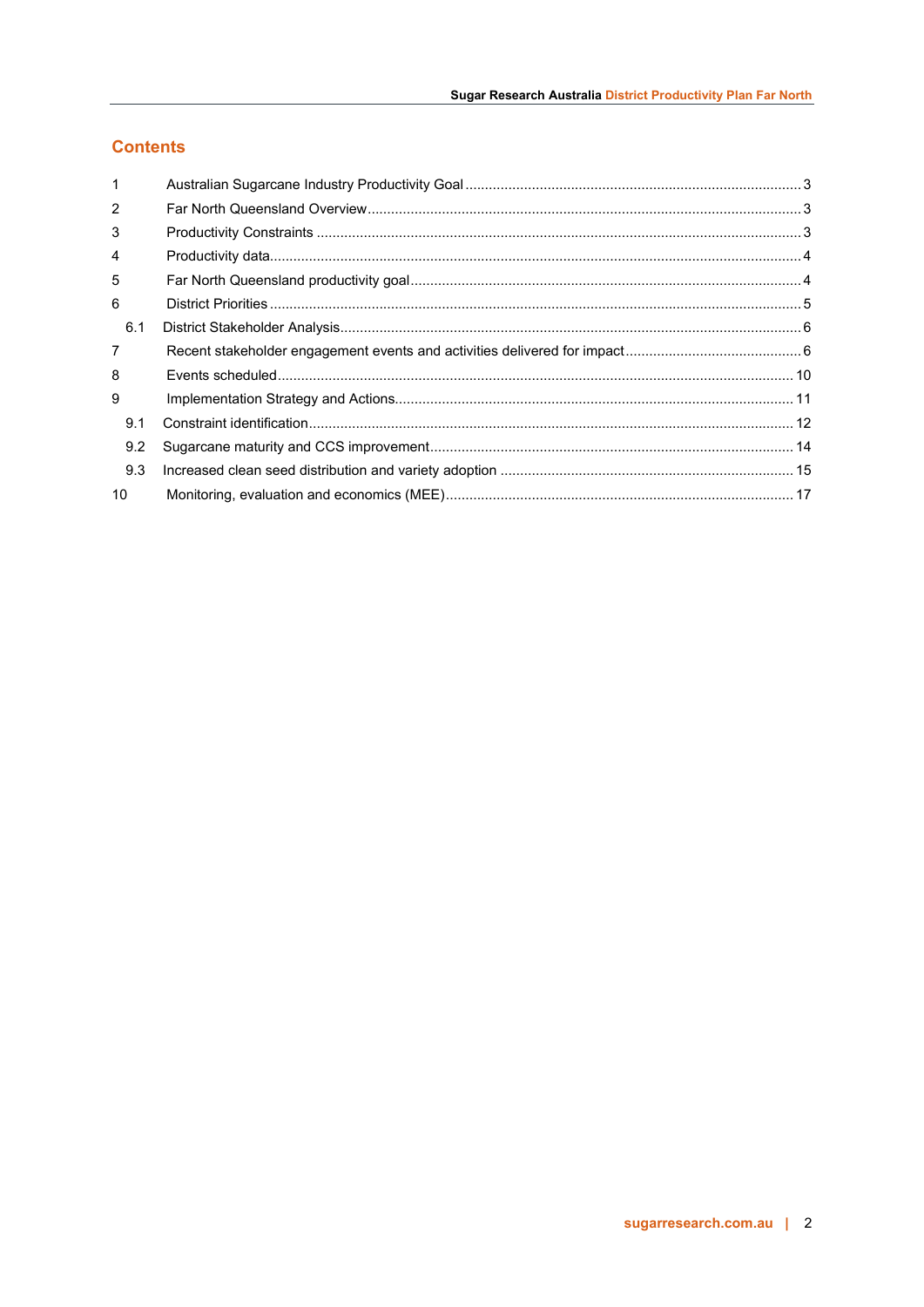## Contents

| | | |
|---|---|---|
| 1 | Australian Sugarcane Industry Productivity Goal | 3 |
| 2 | Far North Queensland Overview | 3 |
| 3 | Productivity Constraints | 3 |
| 4 | Productivity data | 4 |
| 5 | Far North Queensland productivity goal | 4 |
| 6 | District Priorities | 5 |
| 6.1 | District Stakeholder Analysis | 6 |
| 7 | Recent stakeholder engagement events and activities delivered for impact | 6 |
| 8 | Events scheduled | 10 |
| 9 | Implementation Strategy and Actions | 11 |
| 9.1 | Constraint identification | 12 |
| 9.2 | Sugarcane maturity and CCS improvement | 14 |
| 9.3 | Increased clean seed distribution and variety adoption | 15 |
| 10 | Monitoring, evaluation and economics (MEE) | 17 |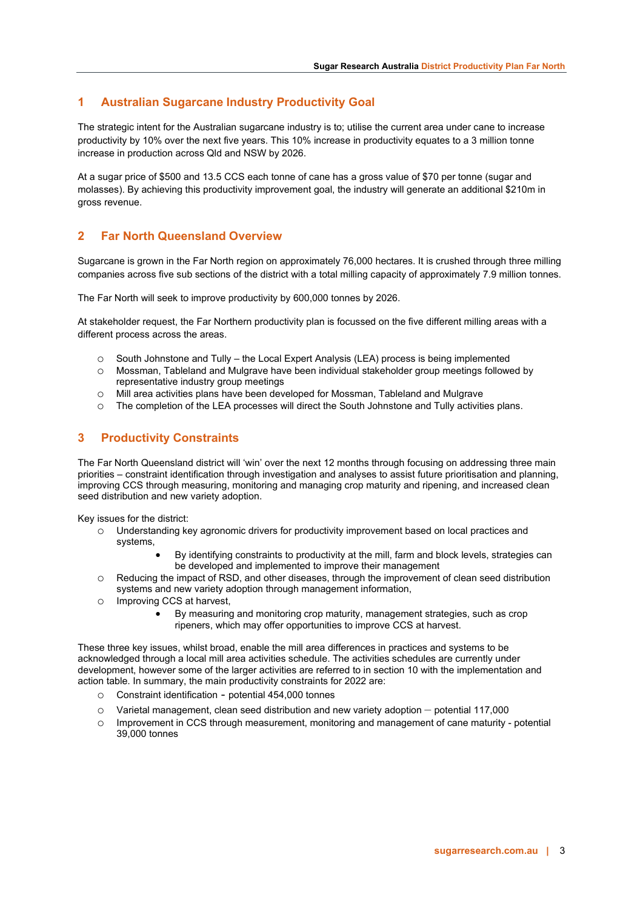## 1 Australian Sugarcane Industry Productivity Goal

The strategic intent for the Australian sugarcane industry is to; utilise the current area under cane to increase productivity by 10% over the next five years. This 10% increase in productivity equates to a 3 million tonne increase in production across Qld and NSW by 2026.

At a sugar price of $500 and 13.5 CCS each tonne of cane has a gross value of $70 per tonne (sugar and molasses). By achieving this productivity improvement goal, the industry will generate an additional $210m in gross revenue.

## 2 Far North Queensland Overview

Sugarcane is grown in the Far North region on approximately 76,000 hectares. It is crushed through three milling companies across five sub sections of the district with a total milling capacity of approximately 7.9 million tonnes.

The Far North will seek to improve productivity by 600,000 tonnes by 2026.

At stakeholder request, the Far Northern productivity plan is focussed on the five different milling areas with a different process across the areas.

- South Johnstone and Tully – the Local Expert Analysis (LEA) process is being implemented
- Mossman, Tableland and Mulgrave have been individual stakeholder group meetings followed by representative industry group meetings
- Mill area activities plans have been developed for Mossman, Tableland and Mulgrave
- The completion of the LEA processes will direct the South Johnstone and Tully activities plans.

## 3 Productivity Constraints

The Far North Queensland district will 'win' over the next 12 months through focusing on addressing three main priorities – constraint identification through investigation and analyses to assist future prioritisation and planning, improving CCS through measuring, monitoring and managing crop maturity and ripening, and increased clean seed distribution and new variety adoption.

Key issues for the district:

- Understanding key agronomic drivers for productivity improvement based on local practices and systems,
  - By identifying constraints to productivity at the mill, farm and block levels, strategies can be developed and implemented to improve their management
- Reducing the impact of RSD, and other diseases, through the improvement of clean seed distribution systems and new variety adoption through management information,
- Improving CCS at harvest,
  - By measuring and monitoring crop maturity, management strategies, such as crop ripeners, which may offer opportunities to improve CCS at harvest.

These three key issues, whilst broad, enable the mill area differences in practices and systems to be acknowledged through a local mill area activities schedule. The activities schedules are currently under development, however some of the larger activities are referred to in section 10 with the implementation and action table. In summary, the main productivity constraints for 2022 are:

- Constraint identification - potential 454,000 tonnes
- Varietal management, clean seed distribution and new variety adoption – potential 117,000
- Improvement in CCS through measurement, monitoring and management of cane maturity - potential 39,000 tonnes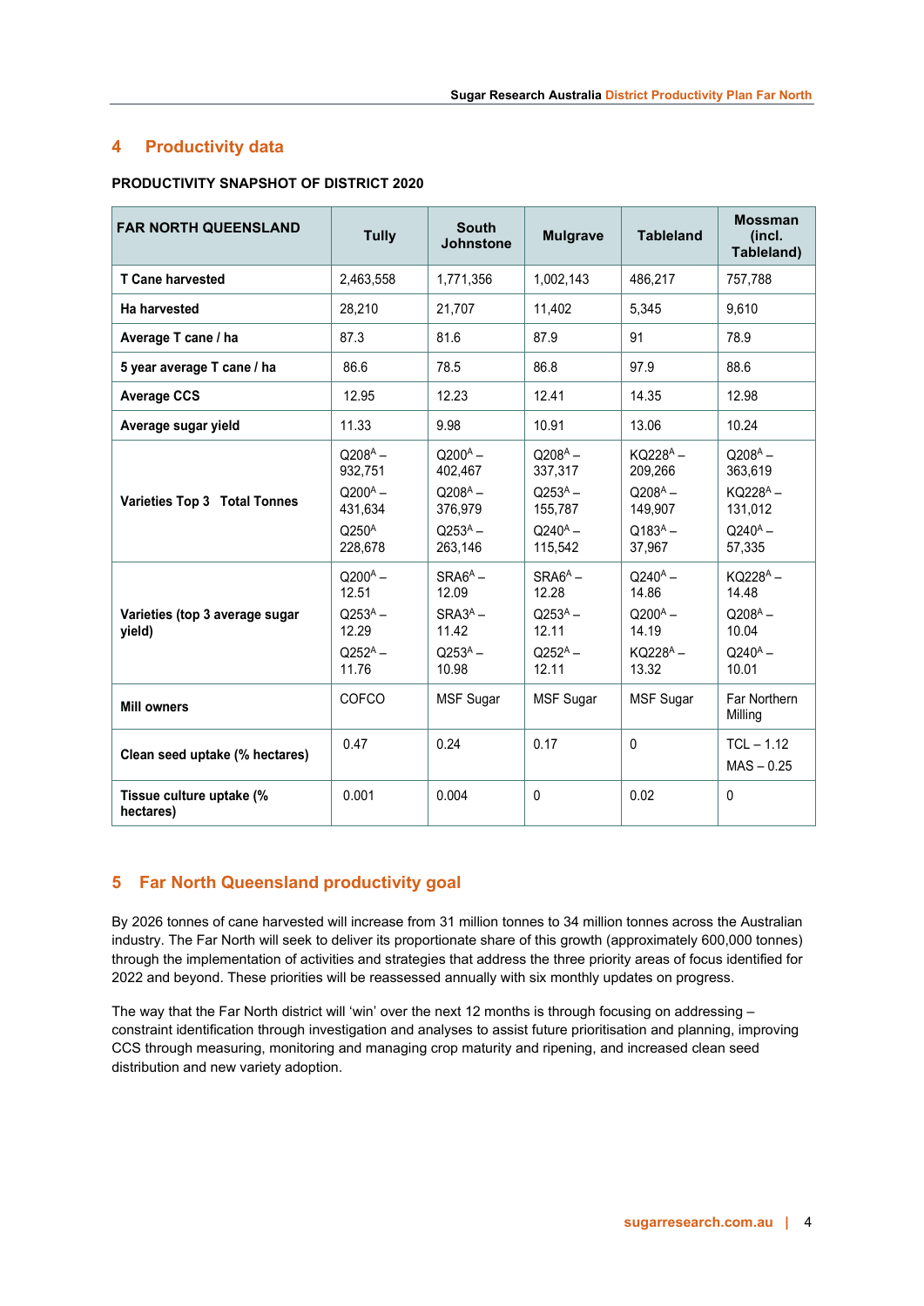## 4 Productivity data

**PRODUCTIVITY SNAPSHOT OF DISTRICT 2020**

| FAR NORTH QUEENSLAND | Tully | South Johnstone | Mulgrave | Tableland | Mossman (incl. Tableland) |
|---|---|---|---|---|---|
| **T Cane harvested** | 2,463,558 | 1,771,356 | 1,002,143 | 486,217 | 757,788 |
| **Ha harvested** | 28,210 | 21,707 | 11,402 | 5,345 | 9,610 |
| **Average T cane / ha** | 87.3 | 81.6 | 87.9 | 91 | 78.9 |
| **5 year average T cane / ha** | 86.6 | 78.5 | 86.8 | 97.9 | 88.6 |
| **Average CCS** | 12.95 | 12.23 | 12.41 | 14.35 | 12.98 |
| **Average sugar yield** | 11.33 | 9.98 | 10.91 | 13.06 | 10.24 |
| **Varieties Top 3 Total Tonnes** | Q208[A] – 932,751<br>Q200[A] – 431,634<br>Q250[A] 228,678 | Q200[A] – 402,467<br>Q208[A] – 376,979<br>Q253[A] – 263,146 | Q208[A] – 337,317<br>Q253[A] – 155,787<br>Q240[A] – 115,542 | KQ228[A] – 209,266<br>Q208[A] – 149,907<br>Q183[A] – 37,967 | Q208[A] – 363,619<br>KQ228[A] – 131,012<br>Q240[A] – 57,335 |
| **Varieties (top 3 average sugar yield)** | Q200[A] – 12.51<br>Q253[A] – 12.29<br>Q252[A] – 11.76 | SRA6[A] – 12.09<br>SRA3[A] – 11.42<br>Q253[A] – 10.98 | SRA6[A] – 12.28<br>Q253[A] – 12.11<br>Q252[A] – 12.11 | Q240[A] – 14.86<br>Q200[A] – 14.19<br>KQ228[A] – 13.32 | KQ228[A] – 14.48<br>Q208[A] – 10.04<br>Q240[A] – 10.01 |
| **Mill owners** | COFCO | MSF Sugar | MSF Sugar | MSF Sugar | Far Northern Milling |
| **Clean seed uptake (% hectares)** | 0.47 | 0.24 | 0.17 | 0 | TCL – 1.12<br>MAS – 0.25 |
| **Tissue culture uptake (% hectares)** | 0.001 | 0.004 | 0 | 0.02 | 0 |

## 5 Far North Queensland productivity goal

By 2026 tonnes of cane harvested will increase from 31 million tonnes to 34 million tonnes across the Australian industry. The Far North will seek to deliver its proportionate share of this growth (approximately 600,000 tonnes) through the implementation of activities and strategies that address the three priority areas of focus identified for 2022 and beyond. These priorities will be reassessed annually with six monthly updates on progress.

The way that the Far North district will 'win' over the next 12 months is through focusing on addressing – constraint identification through investigation and analyses to assist future prioritisation and planning, improving CCS through measuring, monitoring and managing crop maturity and ripening, and increased clean seed distribution and new variety adoption.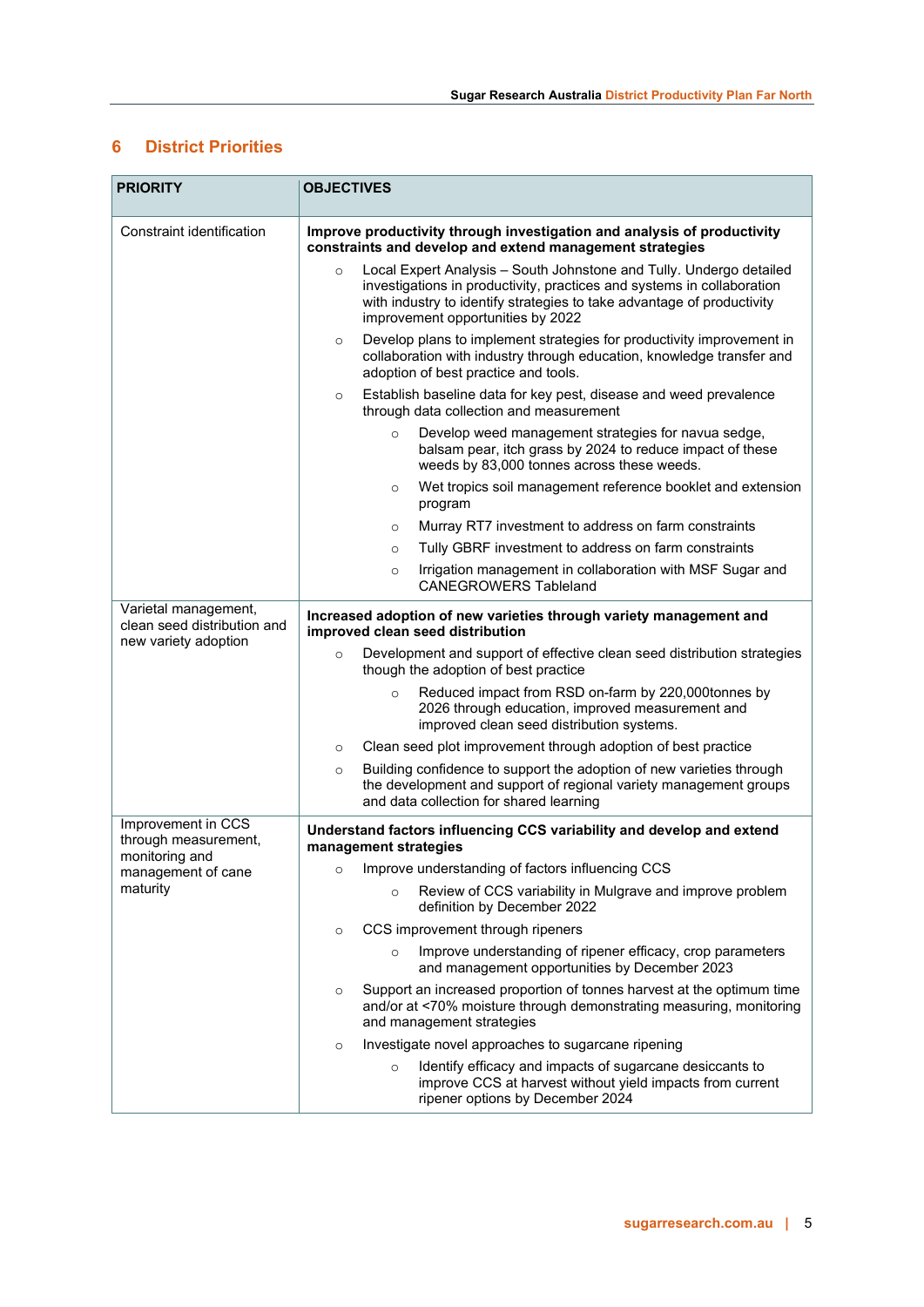## 6 District Priorities

| PRIORITY | OBJECTIVES |
|---|---|
| Constraint identification | **Improve productivity through investigation and analysis of productivity constraints and develop and extend management strategies**<br>○ Local Expert Analysis – South Johnstone and Tully. Undergo detailed investigations in productivity, practices and systems in collaboration with industry to identify strategies to take advantage of productivity improvement opportunities by 2022<br>○ Develop plans to implement strategies for productivity improvement in collaboration with industry through education, knowledge transfer and adoption of best practice and tools.<br>○ Establish baseline data for key pest, disease and weed prevalence through data collection and measurement<br>&nbsp;&nbsp;&nbsp;&nbsp;○ Develop weed management strategies for navua sedge, balsam pear, itch grass by 2024 to reduce impact of these weeds by 83,000 tonnes across these weeds.<br>&nbsp;&nbsp;&nbsp;&nbsp;○ Wet tropics soil management reference booklet and extension program<br>&nbsp;&nbsp;&nbsp;&nbsp;○ Murray RT7 investment to address on farm constraints<br>&nbsp;&nbsp;&nbsp;&nbsp;○ Tully GBRF investment to address on farm constraints<br>&nbsp;&nbsp;&nbsp;&nbsp;○ Irrigation management in collaboration with MSF Sugar and CANEGROWERS Tableland |
| Varietal management, clean seed distribution and new variety adoption | **Increased adoption of new varieties through variety management and improved clean seed distribution**<br>○ Development and support of effective clean seed distribution strategies though the adoption of best practice<br>&nbsp;&nbsp;&nbsp;&nbsp;○ Reduced impact from RSD on-farm by 220,000tonnes by 2026 through education, improved measurement and improved clean seed distribution systems.<br>○ Clean seed plot improvement through adoption of best practice<br>○ Building confidence to support the adoption of new varieties through the development and support of regional variety management groups and data collection for shared learning |
| Improvement in CCS through measurement, monitoring and management of cane maturity | **Understand factors influencing CCS variability and develop and extend management strategies**<br>○ Improve understanding of factors influencing CCS<br>&nbsp;&nbsp;&nbsp;&nbsp;○ Review of CCS variability in Mulgrave and improve problem definition by December 2022<br>○ CCS improvement through ripeners<br>&nbsp;&nbsp;&nbsp;&nbsp;○ Improve understanding of ripener efficacy, crop parameters and management opportunities by December 2023<br>○ Support an increased proportion of tonnes harvest at the optimum time and/or at <70% moisture through demonstrating measuring, monitoring and management strategies<br>○ Investigate novel approaches to sugarcane ripening<br>&nbsp;&nbsp;&nbsp;&nbsp;○ Identify efficacy and impacts of sugarcane desiccants to improve CCS at harvest without yield impacts from current ripener options by December 2024 |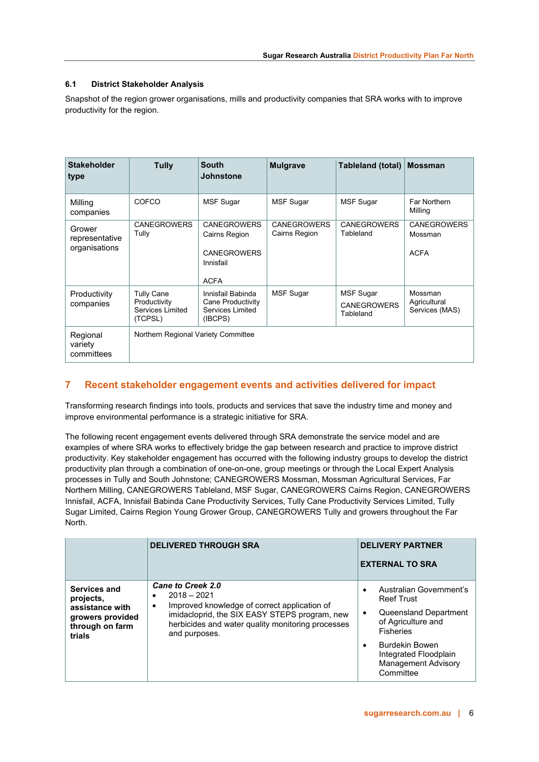### 6.1 District Stakeholder Analysis

Snapshot of the region grower organisations, mills and productivity companies that SRA works with to improve productivity for the region.

| Stakeholder type | Tully | South Johnstone | Mulgrave | Tableland (total) | Mossman |
|---|---|---|---|---|---|
| Milling companies | COFCO | MSF Sugar | MSF Sugar | MSF Sugar | Far Northern Milling |
| Grower representative organisations | CANEGROWERS Tully | CANEGROWERS Cairns Region<br><br>CANEGROWERS Innisfail<br><br>ACFA | CANEGROWERS Cairns Region | CANEGROWERS Tableland | CANEGROWERS Mossman<br><br>ACFA |
| Productivity companies | Tully Cane Productivity Services Limited (TCPSL) | Innisfail Babinda Cane Productivity Services Limited (IBCPS) | MSF Sugar | MSF Sugar<br><br>CANEGROWERS Tableland | Mossman Agricultural Services (MAS) |
| Regional variety committees | Northern Regional Variety Committee | | | | |

## 7 Recent stakeholder engagement events and activities delivered for impact

Transforming research findings into tools, products and services that save the industry time and money and improve environmental performance is a strategic initiative for SRA.

The following recent engagement events delivered through SRA demonstrate the service model and are examples of where SRA works to effectively bridge the gap between research and practice to improve district productivity. Key stakeholder engagement has occurred with the following industry groups to develop the district productivity plan through a combination of one-on-one, group meetings or through the Local Expert Analysis processes in Tully and South Johnstone; CANEGROWERS Mossman, Mossman Agricultural Services, Far Northern Milling, CANEGROWERS Tableland, MSF Sugar, CANEGROWERS Cairns Region, CANEGROWERS Innisfail, ACFA, Innisfail Babinda Cane Productivity Services, Tully Cane Productivity Services Limited, Tully Sugar Limited, Cairns Region Young Grower Group, CANEGROWERS Tully and growers throughout the Far North.

| | DELIVERED THROUGH SRA | DELIVERY PARTNER<br><br>EXTERNAL TO SRA |
|---|---|---|
| **Services and projects, assistance with growers provided through on farm trials** | ***Cane to Creek 2.0***<br>• 2018 – 2021<br>• Improved knowledge of correct application of imidacloprid, the SIX EASY STEPS program, new herbicides and water quality monitoring processes and purposes. | • Australian Government's Reef Trust<br>• Queensland Department of Agriculture and Fisheries<br>• Burdekin Bowen Integrated Floodplain Management Advisory Committee |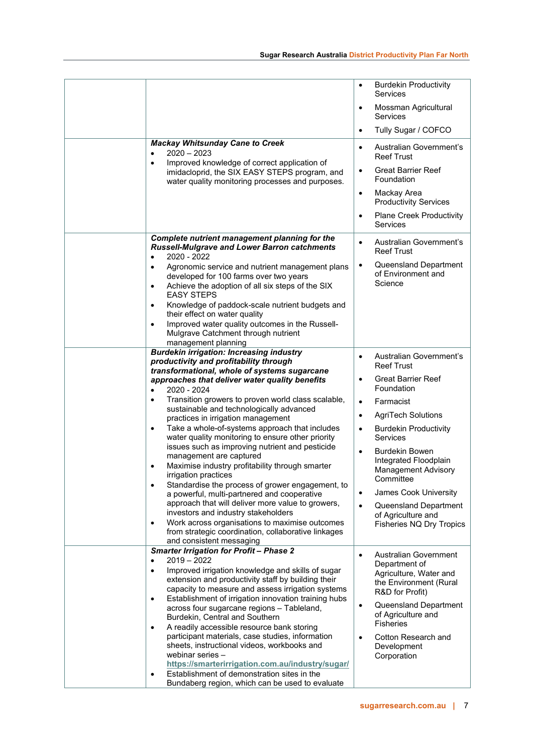| | | |
|---|---|---|
| | | • Burdekin Productivity Services<br>• Mossman Agricultural Services<br>• Tully Sugar / COFCO |
| | ***Mackay Whitsunday Cane to Creek***<br>• 2020 – 2023<br>• Improved knowledge of correct application of imidacloprid, the SIX EASY STEPS program, and water quality monitoring processes and purposes. | • Australian Government's Reef Trust<br>• Great Barrier Reef Foundation<br>• Mackay Area Productivity Services<br>• Plane Creek Productivity Services |
| | ***Complete nutrient management planning for the Russell-Mulgrave and Lower Barron catchments***<br>• 2020 - 2022<br>• Agronomic service and nutrient management plans developed for 100 farms over two years<br>• Achieve the adoption of all six steps of the SIX EASY STEPS<br>• Knowledge of paddock-scale nutrient budgets and their effect on water quality<br>• Improved water quality outcomes in the Russell-Mulgrave Catchment through nutrient management planning | • Australian Government's Reef Trust<br>• Queensland Department of Environment and Science |
| | ***Burdekin irrigation: Increasing industry productivity and profitability through transformational, whole of systems sugarcane approaches that deliver water quality benefits***<br>• 2020 - 2024<br>• Transition growers to proven world class scalable, sustainable and technologically advanced practices in irrigation management<br>• Take a whole-of-systems approach that includes water quality monitoring to ensure other priority issues such as improving nutrient and pesticide management are captured<br>• Maximise industry profitability through smarter irrigation practices<br>• Standardise the process of grower engagement, to a powerful, multi-partnered and cooperative approach that will deliver more value to growers, investors and industry stakeholders<br>• Work across organisations to maximise outcomes from strategic coordination, collaborative linkages and consistent messaging | • Australian Government's Reef Trust<br>• Great Barrier Reef Foundation<br>• Farmacist<br>• AgriTech Solutions<br>• Burdekin Productivity Services<br>• Burdekin Bowen Integrated Floodplain Management Advisory Committee<br>• James Cook University<br>• Queensland Department of Agriculture and Fisheries NQ Dry Tropics |
| | ***Smarter Irrigation for Profit – Phase 2***<br>• 2019 – 2022<br>• Improved irrigation knowledge and skills of sugar extension and productivity staff by building their capacity to measure and assess irrigation systems<br>• Establishment of irrigation innovation training hubs across four sugarcane regions – Tableland, Burdekin, Central and Southern<br>• A readily accessible resource bank storing participant materials, case studies, information sheets, instructional videos, workbooks and webinar series – https://smarterirrigation.com.au/industry/sugar/<br>• Establishment of demonstration sites in the Bundaberg region, which can be used to evaluate | • Australian Government Department of Agriculture, Water and the Environment (Rural R&D for Profit)<br>• Queensland Department of Agriculture and Fisheries<br>• Cotton Research and Development Corporation |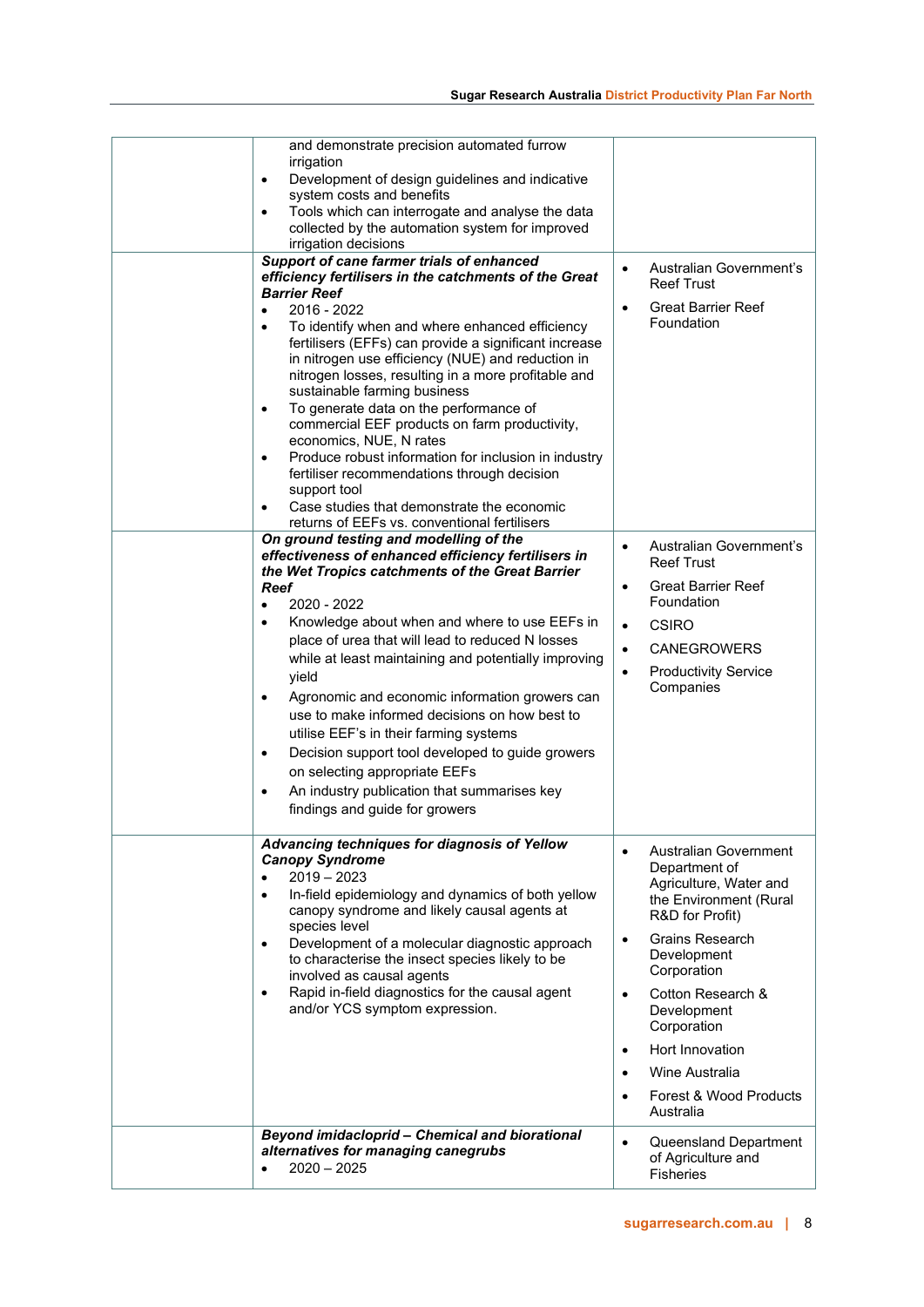| | | |
|---|---|---|
| | and demonstrate precision automated furrow irrigation<br>• Development of design guidelines and indicative system costs and benefits<br>• Tools which can interrogate and analyse the data collected by the automation system for improved irrigation decisions | |
| | ***Support of cane farmer trials of enhanced efficiency fertilisers in the catchments of the Great Barrier Reef***<br>• 2016 - 2022<br>• To identify when and where enhanced efficiency fertilisers (EFFs) can provide a significant increase in nitrogen use efficiency (NUE) and reduction in nitrogen losses, resulting in a more profitable and sustainable farming business<br>• To generate data on the performance of commercial EEF products on farm productivity, economics, NUE, N rates<br>• Produce robust information for inclusion in industry fertiliser recommendations through decision support tool<br>• Case studies that demonstrate the economic returns of EEFs vs. conventional fertilisers | • Australian Government's Reef Trust<br>• Great Barrier Reef Foundation |
| | ***On ground testing and modelling of the effectiveness of enhanced efficiency fertilisers in the Wet Tropics catchments of the Great Barrier Reef***<br>• 2020 - 2022<br>• Knowledge about when and where to use EEFs in place of urea that will lead to reduced N losses while at least maintaining and potentially improving yield<br>• Agronomic and economic information growers can use to make informed decisions on how best to utilise EEF's in their farming systems<br>• Decision support tool developed to guide growers on selecting appropriate EEFs<br>• An industry publication that summarises key findings and guide for growers | • Australian Government's Reef Trust<br>• Great Barrier Reef Foundation<br>• CSIRO<br>• CANEGROWERS<br>• Productivity Service Companies |
| | ***Advancing techniques for diagnosis of Yellow Canopy Syndrome***<br>• 2019 – 2023<br>• In-field epidemiology and dynamics of both yellow canopy syndrome and likely causal agents at species level<br>• Development of a molecular diagnostic approach to characterise the insect species likely to be involved as causal agents<br>• Rapid in-field diagnostics for the causal agent and/or YCS symptom expression. | • Australian Government Department of Agriculture, Water and the Environment (Rural R&D for Profit)<br>• Grains Research Development Corporation<br>• Cotton Research & Development Corporation<br>• Hort Innovation<br>• Wine Australia<br>• Forest & Wood Products Australia |
| | ***Beyond imidacloprid – Chemical and biorational alternatives for managing canegrubs***<br>• 2020 – 2025 | • Queensland Department of Agriculture and Fisheries |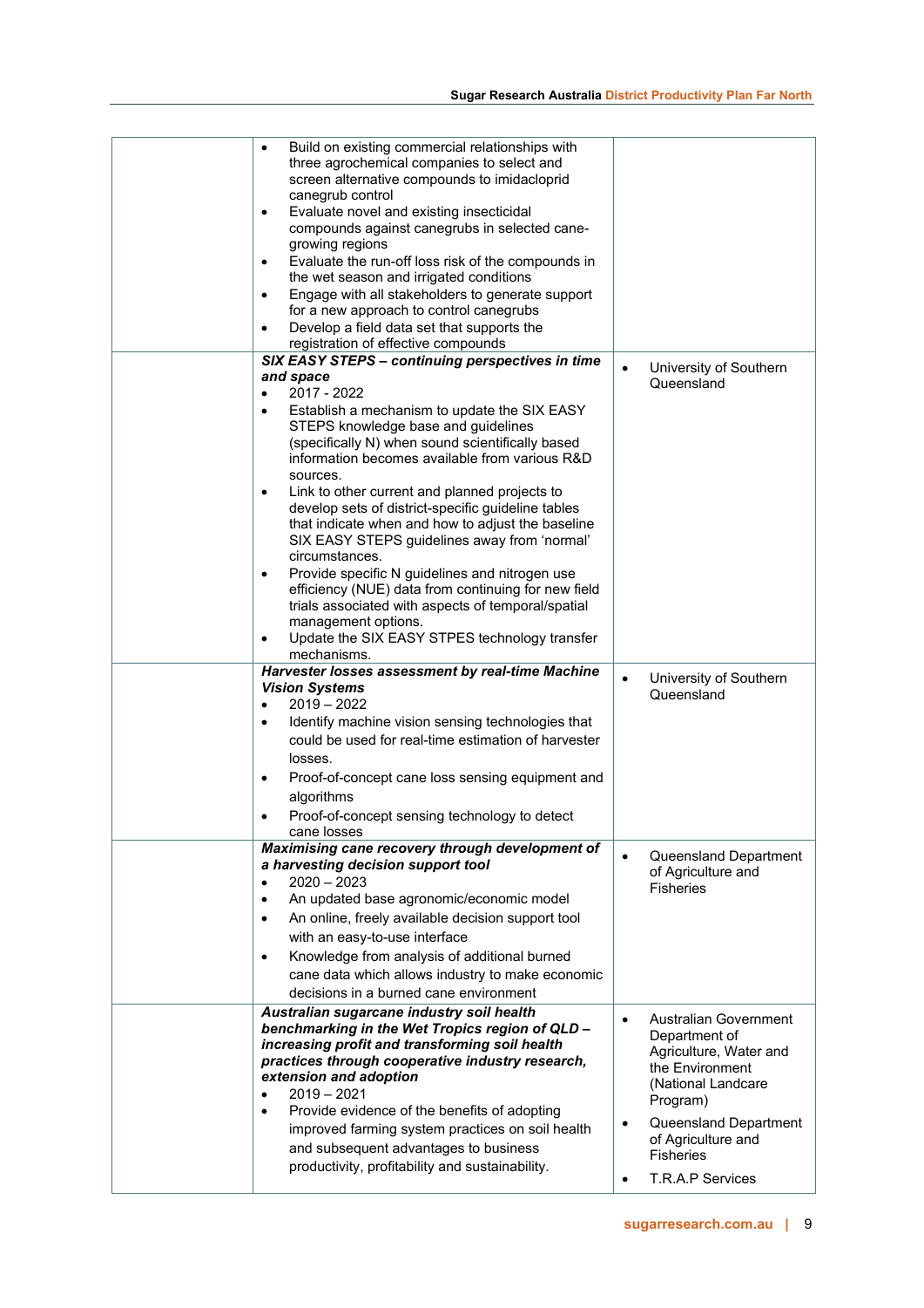| | | |
|---|---|---|
| | • Build on existing commercial relationships with three agrochemical companies to select and screen alternative compounds to imidacloprid canegrub control<br>• Evaluate novel and existing insecticidal compounds against canegrubs in selected cane-growing regions<br>• Evaluate the run-off loss risk of the compounds in the wet season and irrigated conditions<br>• Engage with all stakeholders to generate support for a new approach to control canegrubs<br>• Develop a field data set that supports the registration of effective compounds | |
| | ***SIX EASY STEPS – continuing perspectives in time and space***<br>• 2017 - 2022<br>• Establish a mechanism to update the SIX EASY STEPS knowledge base and guidelines (specifically N) when sound scientifically based information becomes available from various R&D sources.<br>• Link to other current and planned projects to develop sets of district-specific guideline tables that indicate when and how to adjust the baseline SIX EASY STEPS guidelines away from 'normal' circumstances.<br>• Provide specific N guidelines and nitrogen use efficiency (NUE) data from continuing for new field trials associated with aspects of temporal/spatial management options.<br>• Update the SIX EASY STPES technology transfer mechanisms. | • University of Southern Queensland |
| | ***Harvester losses assessment by real-time Machine Vision Systems***<br>• 2019 – 2022<br>• Identify machine vision sensing technologies that could be used for real-time estimation of harvester losses.<br>• Proof-of-concept cane loss sensing equipment and algorithms<br>• Proof-of-concept sensing technology to detect cane losses | • University of Southern Queensland |
| | ***Maximising cane recovery through development of a harvesting decision support tool***<br>• 2020 – 2023<br>• An updated base agronomic/economic model<br>• An online, freely available decision support tool with an easy-to-use interface<br>• Knowledge from analysis of additional burned cane data which allows industry to make economic decisions in a burned cane environment | • Queensland Department of Agriculture and Fisheries |
| | ***Australian sugarcane industry soil health benchmarking in the Wet Tropics region of QLD – increasing profit and transforming soil health practices through cooperative industry research, extension and adoption***<br>• 2019 – 2021<br>• Provide evidence of the benefits of adopting improved farming system practices on soil health and subsequent advantages to business productivity, profitability and sustainability. | • Australian Government Department of Agriculture, Water and the Environment (National Landcare Program)<br>• Queensland Department of Agriculture and Fisheries<br>• T.R.A.P Services |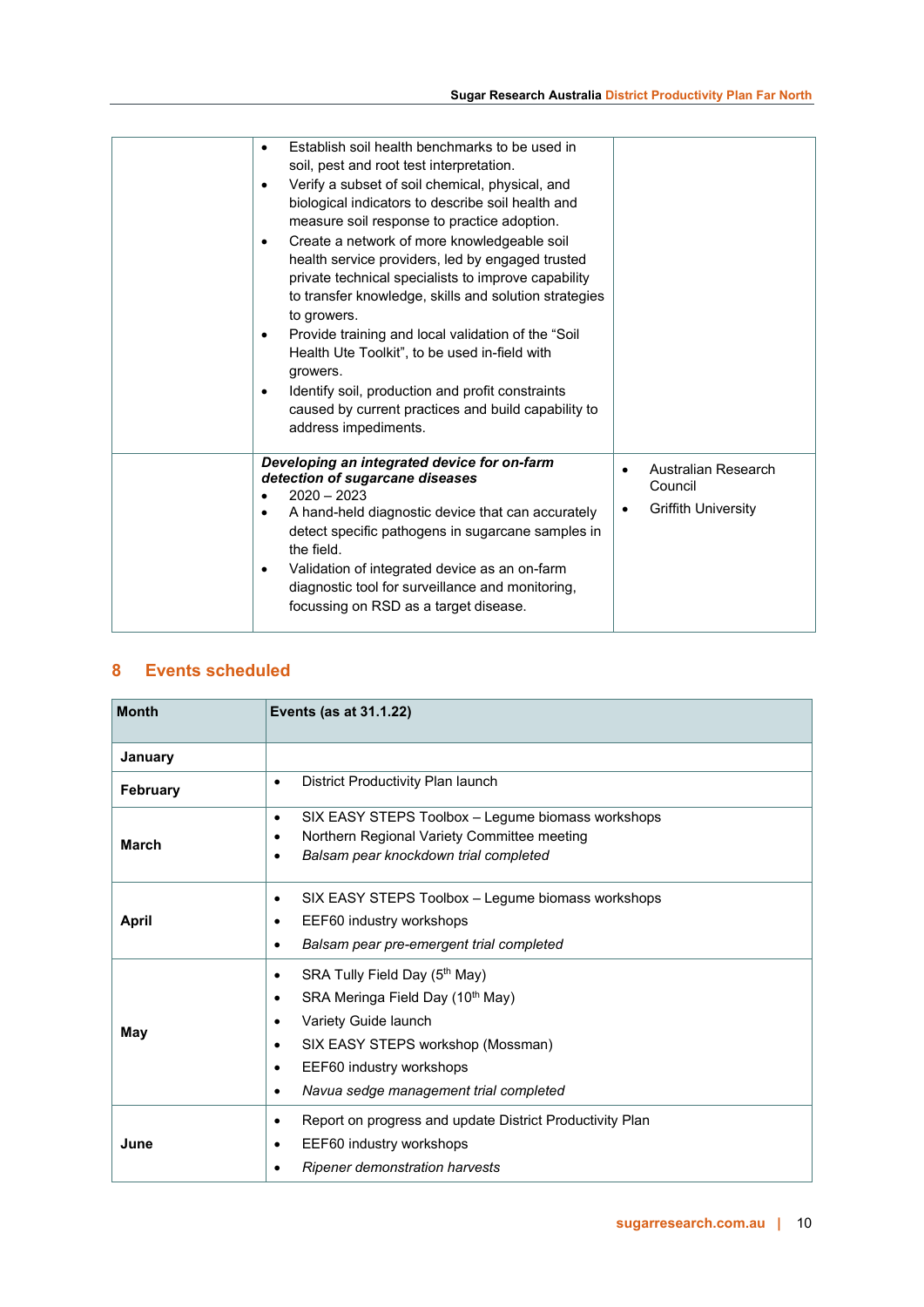| | | |
|---|---|---|
| | • Establish soil health benchmarks to be used in soil, pest and root test interpretation.<br>• Verify a subset of soil chemical, physical, and biological indicators to describe soil health and measure soil response to practice adoption.<br>• Create a network of more knowledgeable soil health service providers, led by engaged trusted private technical specialists to improve capability to transfer knowledge, skills and solution strategies to growers.<br>• Provide training and local validation of the "Soil Health Ute Toolkit", to be used in-field with growers.<br>• Identify soil, production and profit constraints caused by current practices and build capability to address impediments. | |
| | ***Developing an integrated device for on-farm detection of sugarcane diseases***<br>• 2020 – 2023<br>• A hand-held diagnostic device that can accurately detect specific pathogens in sugarcane samples in the field.<br>• Validation of integrated device as an on-farm diagnostic tool for surveillance and monitoring, focussing on RSD as a target disease. | • Australian Research Council<br>• Griffith University |

## 8 Events scheduled

| Month | Events (as at 31.1.22) |
|---|---|
| **January** | |
| **February** | • District Productivity Plan launch |
| **March** | • SIX EASY STEPS Toolbox – Legume biomass workshops<br>• Northern Regional Variety Committee meeting<br>• *Balsam pear knockdown trial completed* |
| **April** | • SIX EASY STEPS Toolbox – Legume biomass workshops<br>• EEF60 industry workshops<br>• *Balsam pear pre-emergent trial completed* |
| **May** | • SRA Tully Field Day (5th May)<br>• SRA Meringa Field Day (10th May)<br>• Variety Guide launch<br>• SIX EASY STEPS workshop (Mossman)<br>• EEF60 industry workshops<br>• *Navua sedge management trial completed* |
| **June** | • Report on progress and update District Productivity Plan<br>• EEF60 industry workshops<br>• *Ripener demonstration harvests* |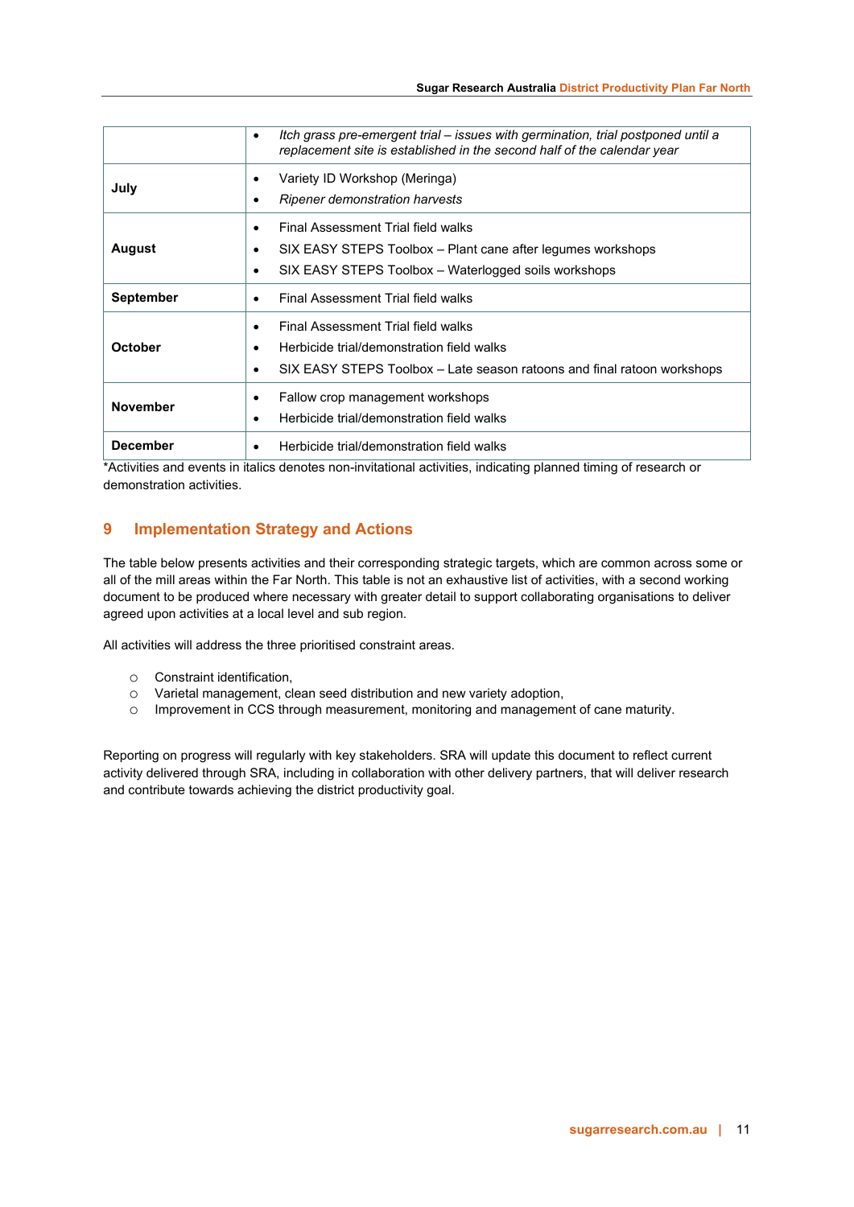| | |
|---|---|
| | • *Itch grass pre-emergent trial – issues with germination, trial postponed until a replacement site is established in the second half of the calendar year* |
| **July** | • Variety ID Workshop (Meringa)<br>• *Ripener demonstration harvests* |
| **August** | • Final Assessment Trial field walks<br>• SIX EASY STEPS Toolbox – Plant cane after legumes workshops<br>• SIX EASY STEPS Toolbox – Waterlogged soils workshops |
| **September** | • Final Assessment Trial field walks |
| **October** | • Final Assessment Trial field walks<br>• Herbicide trial/demonstration field walks<br>• SIX EASY STEPS Toolbox – Late season ratoons and final ratoon workshops |
| **November** | • Fallow crop management workshops<br>• Herbicide trial/demonstration field walks |
| **December** | • Herbicide trial/demonstration field walks |

*Activities and events in italics denotes non-invitational activities, indicating planned timing of research or demonstration activities.

## 9 Implementation Strategy and Actions

The table below presents activities and their corresponding strategic targets, which are common across some or all of the mill areas within the Far North. This table is not an exhaustive list of activities, with a second working document to be produced where necessary with greater detail to support collaborating organisations to deliver agreed upon activities at a local level and sub region.

All activities will address the three prioritised constraint areas.

- Constraint identification,
- Varietal management, clean seed distribution and new variety adoption,
- Improvement in CCS through measurement, monitoring and management of cane maturity.

Reporting on progress will regularly with key stakeholders. SRA will update this document to reflect current activity delivered through SRA, including in collaboration with other delivery partners, that will deliver research and contribute towards achieving the district productivity goal.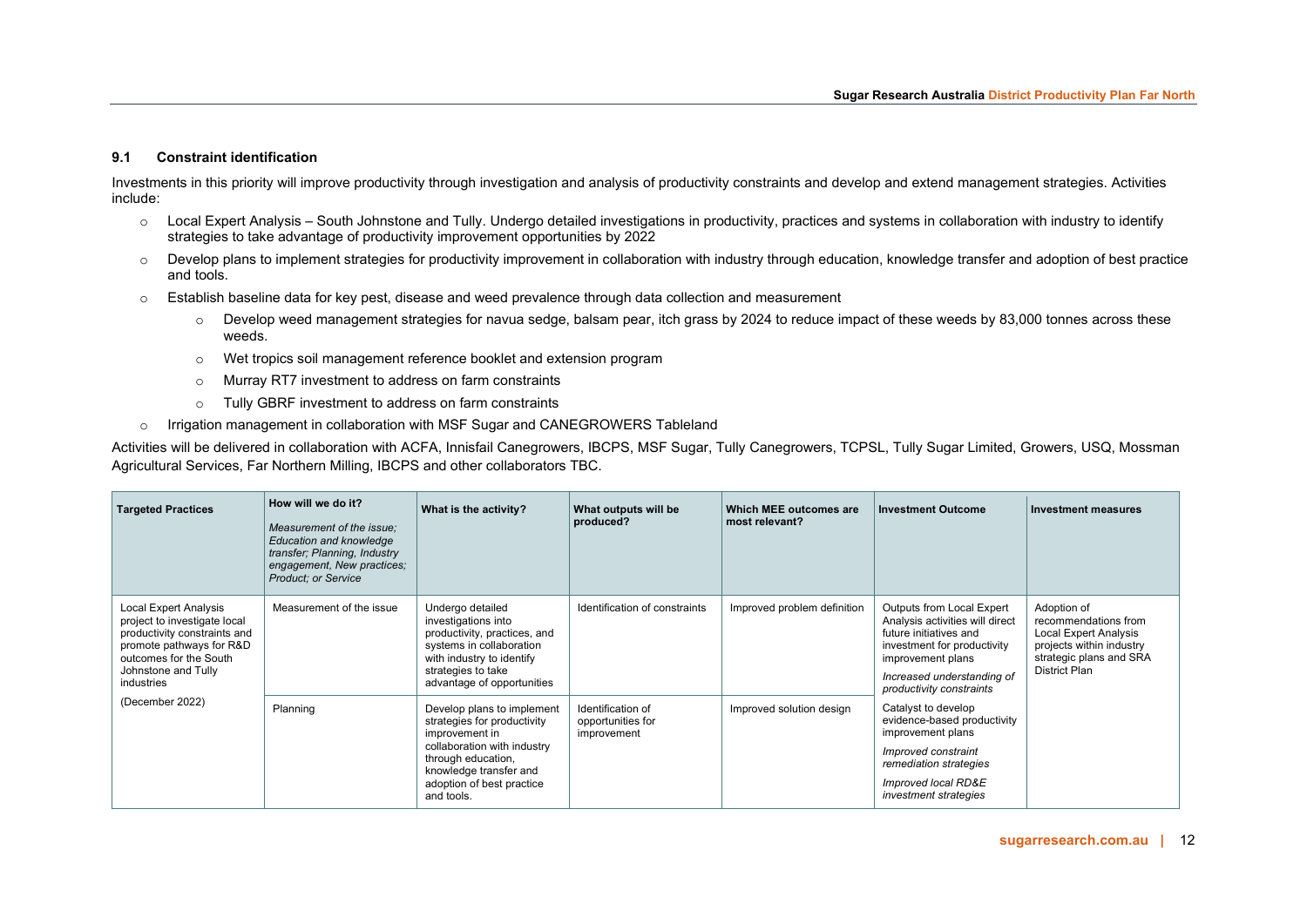### 9.1 Constraint identification

Investments in this priority will improve productivity through investigation and analysis of productivity constraints and develop and extend management strategies. Activities include:

- Local Expert Analysis – South Johnstone and Tully. Undergo detailed investigations in productivity, practices and systems in collaboration with industry to identify strategies to take advantage of productivity improvement opportunities by 2022
- Develop plans to implement strategies for productivity improvement in collaboration with industry through education, knowledge transfer and adoption of best practice and tools.
- Establish baseline data for key pest, disease and weed prevalence through data collection and measurement
    - Develop weed management strategies for navua sedge, balsam pear, itch grass by 2024 to reduce impact of these weeds by 83,000 tonnes across these weeds.
    - Wet tropics soil management reference booklet and extension program
    - Murray RT7 investment to address on farm constraints
    - Tully GBRF investment to address on farm constraints
- Irrigation management in collaboration with MSF Sugar and CANEGROWERS Tableland

Activities will be delivered in collaboration with ACFA, Innisfail Canegrowers, IBCPS, MSF Sugar, Tully Canegrowers, TCPSL, Tully Sugar Limited, Growers, USQ, Mossman Agricultural Services, Far Northern Milling, IBCPS and other collaborators TBC.

| Targeted Practices | How will we do it? *Measurement of the issue; Education and knowledge transfer; Planning, Industry engagement, New practices; Product; or Service* | What is the activity? | What outputs will be produced? | Which MEE outcomes are most relevant? | Investment Outcome | Investment measures |
|---|---|---|---|---|---|---|
| Local Expert Analysis project to investigate local productivity constraints and promote pathways for R&D outcomes for the South Johnstone and Tully industries (December 2022) | Measurement of the issue | Undergo detailed investigations into productivity, practices, and systems in collaboration with industry to identify strategies to take advantage of opportunities | Identification of constraints | Improved problem definition | Outputs from Local Expert Analysis activities will direct future initiatives and investment for productivity improvement plans *Increased understanding of productivity constraints* | Adoption of recommendations from Local Expert Analysis projects within industry strategic plans and SRA District Plan |
| | Planning | Develop plans to implement strategies for productivity improvement in collaboration with industry through education, knowledge transfer and adoption of best practice and tools. | Identification of opportunities for improvement | Improved solution design | Catalyst to develop evidence-based productivity improvement plans *Improved constraint remediation strategies* *Improved local RD&E investment strategies* | |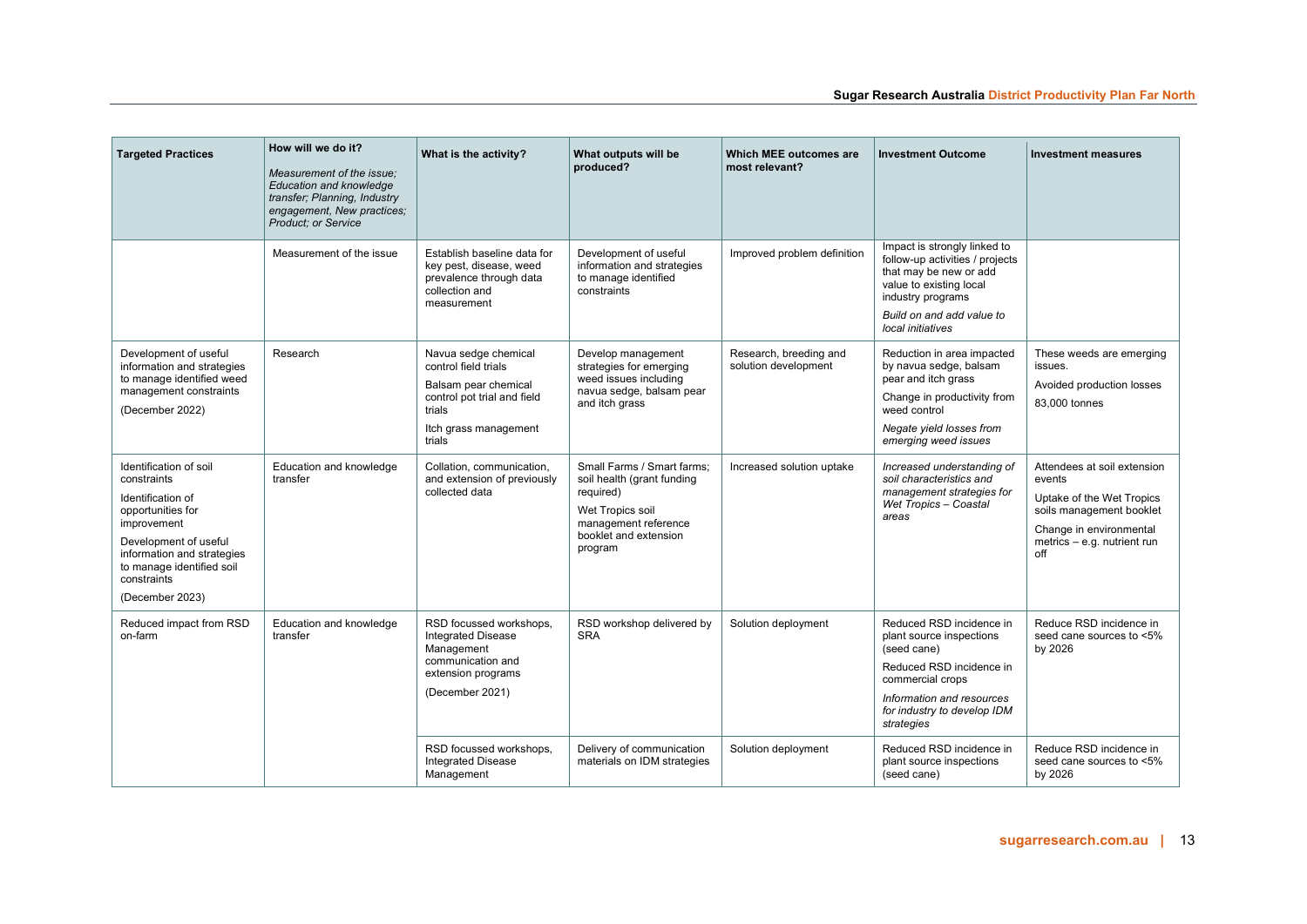| Targeted Practices | How will we do it?<br>*Measurement of the issue; Education and knowledge transfer; Planning, Industry engagement, New practices; Product; or Service* | What is the activity? | What outputs will be produced? | Which MEE outcomes are most relevant? | Investment Outcome | Investment measures |
|---|---|---|---|---|---|---|
| | Measurement of the issue | Establish baseline data for key pest, disease, weed prevalence through data collection and measurement | Development of useful information and strategies to manage identified constraints | Improved problem definition | Impact is strongly linked to follow-up activities / projects that may be new or add value to existing local industry programs<br>*Build on and add value to local initiatives* | |
| Development of useful information and strategies to manage identified weed management constraints<br>(December 2022) | Research | Navua sedge chemical control field trials<br>Balsam pear chemical control pot trial and field trials<br>Itch grass management trials | Develop management strategies for emerging weed issues including navua sedge, balsam pear and itch grass | Research, breeding and solution development | Reduction in area impacted by navua sedge, balsam pear and itch grass<br>Change in productivity from weed control<br>*Negate yield losses from emerging weed issues* | These weeds are emerging issues.<br>Avoided production losses<br>83,000 tonnes |
| Identification of soil constraints<br>Identification of opportunities for improvement<br>Development of useful information and strategies to manage identified soil constraints<br>(December 2023) | Education and knowledge transfer | Collation, communication, and extension of previously collected data | Small Farms / Smart farms; soil health (grant funding required)<br>Wet Tropics soil management reference booklet and extension program | Increased solution uptake | *Increased understanding of soil characteristics and management strategies for Wet Tropics – Coastal areas* | Attendees at soil extension events<br>Uptake of the Wet Tropics soils management booklet<br>Change in environmental metrics – e.g. nutrient run off |
| Reduced impact from RSD on-farm | Education and knowledge transfer | RSD focussed workshops, Integrated Disease Management communication and extension programs<br>(December 2021) | RSD workshop delivered by SRA | Solution deployment | Reduced RSD incidence in plant source inspections (seed cane)<br>Reduced RSD incidence in commercial crops<br>*Information and resources for industry to develop IDM strategies* | Reduce RSD incidence in seed cane sources to <5% by 2026 |
| | | RSD focussed workshops, Integrated Disease Management | Delivery of communication materials on IDM strategies | Solution deployment | Reduced RSD incidence in plant source inspections (seed cane) | Reduce RSD incidence in seed cane sources to <5% by 2026 |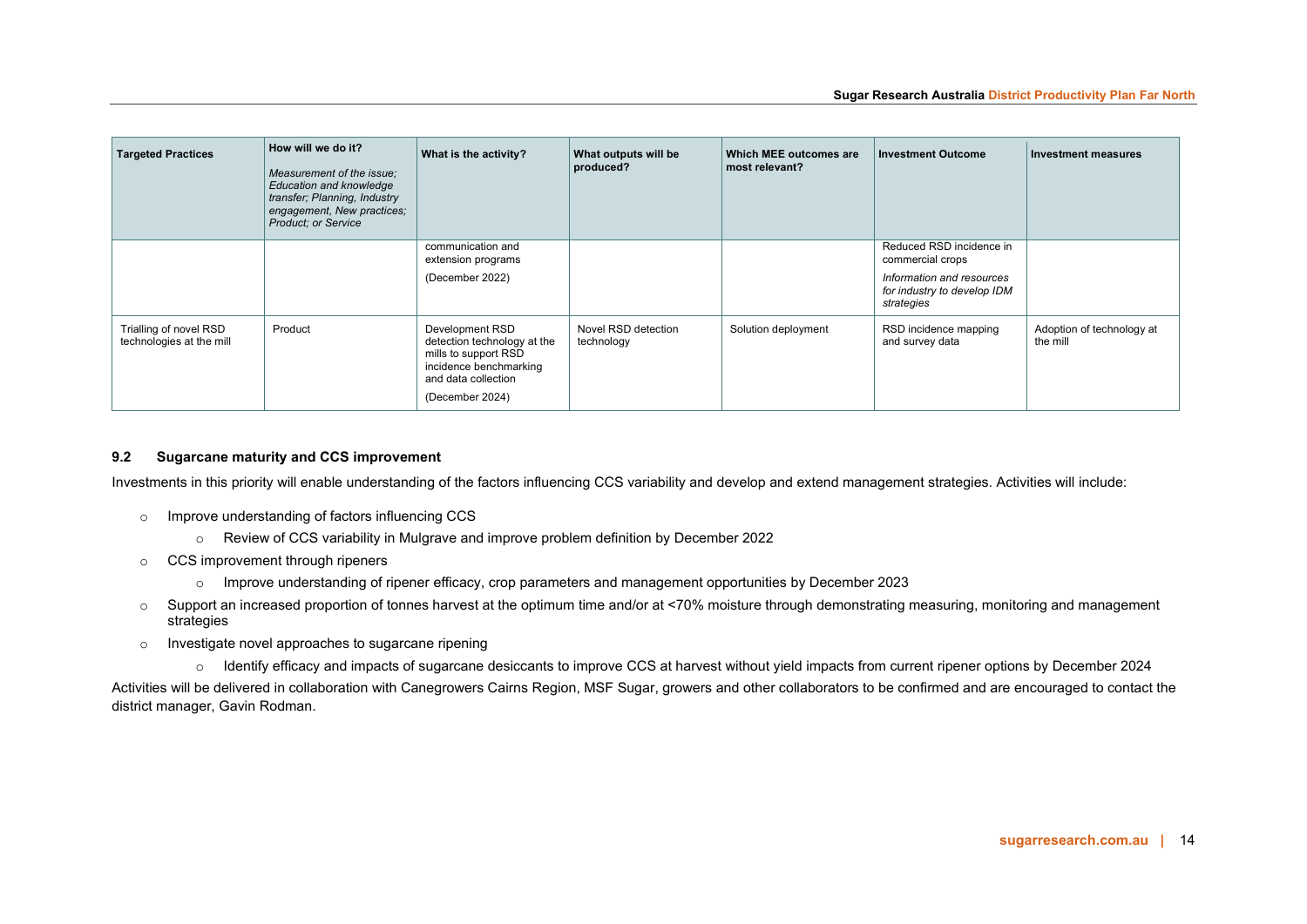| Targeted Practices | How will we do it? *Measurement of the issue; Education and knowledge transfer; Planning, Industry engagement, New practices; Product; or Service* | What is the activity? | What outputs will be produced? | Which MEE outcomes are most relevant? | Investment Outcome | Investment measures |
|---|---|---|---|---|---|---|
| | | communication and extension programs<br>(December 2022) | | | Reduced RSD incidence in commercial crops<br>*Information and resources for industry to develop IDM strategies* | |
| Trialling of novel RSD technologies at the mill | Product | Development RSD detection technology at the mills to support RSD incidence benchmarking and data collection<br>(December 2024) | Novel RSD detection technology | Solution deployment | RSD incidence mapping and survey data | Adoption of technology at the mill |

### 9.2 Sugarcane maturity and CCS improvement

Investments in this priority will enable understanding of the factors influencing CCS variability and develop and extend management strategies. Activities will include:

- Improve understanding of factors influencing CCS
  - Review of CCS variability in Mulgrave and improve problem definition by December 2022
- CCS improvement through ripeners
  - Improve understanding of ripener efficacy, crop parameters and management opportunities by December 2023
- Support an increased proportion of tonnes harvest at the optimum time and/or at <70% moisture through demonstrating measuring, monitoring and management strategies
- Investigate novel approaches to sugarcane ripening
  - Identify efficacy and impacts of sugarcane desiccants to improve CCS at harvest without yield impacts from current ripener options by December 2024

Activities will be delivered in collaboration with Canegrowers Cairns Region, MSF Sugar, growers and other collaborators to be confirmed and are encouraged to contact the district manager, Gavin Rodman.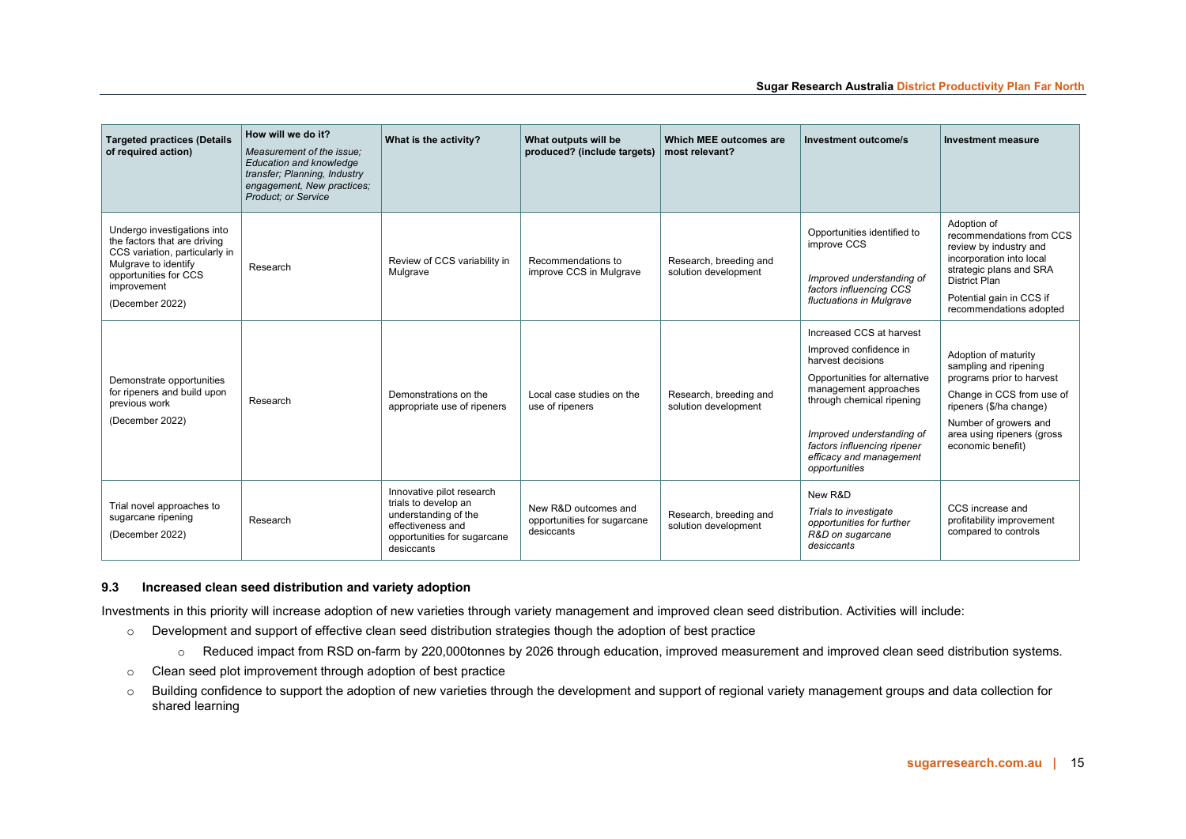| Targeted practices (Details of required action) | How will we do it? *Measurement of the issue; Education and knowledge transfer; Planning, Industry engagement, New practices; Product; or Service* | What is the activity? | What outputs will be produced? (include targets) | Which MEE outcomes are most relevant? | Investment outcome/s | Investment measure |
|---|---|---|---|---|---|---|
| Undergo investigations into the factors that are driving CCS variation, particularly in Mulgrave to identify opportunities for CCS improvement<br>(December 2022) | Research | Review of CCS variability in Mulgrave | Recommendations to improve CCS in Mulgrave | Research, breeding and solution development | Opportunities identified to improve CCS<br>*Improved understanding of factors influencing CCS fluctuations in Mulgrave* | Adoption of recommendations from CCS review by industry and incorporation into local strategic plans and SRA District Plan<br>Potential gain in CCS if recommendations adopted |
| Demonstrate opportunities for ripeners and build upon previous work<br>(December 2022) | Research | Demonstrations on the appropriate use of ripeners | Local case studies on the use of ripeners | Research, breeding and solution development | Increased CCS at harvest<br>Improved confidence in harvest decisions<br>Opportunities for alternative management approaches through chemical ripening<br>*Improved understanding of factors influencing ripener efficacy and management opportunities* | Adoption of maturity sampling and ripening programs prior to harvest<br>Change in CCS from use of ripeners ($/ha change)<br>Number of growers and area using ripeners (gross economic benefit) |
| Trial novel approaches to sugarcane ripening<br>(December 2022) | Research | Innovative pilot research trials to develop an understanding of the effectiveness and opportunities for sugarcane desiccants | New R&D outcomes and opportunities for sugarcane desiccants | Research, breeding and solution development | New R&D<br>*Trials to investigate opportunities for further R&D on sugarcane desiccants* | CCS increase and profitability improvement compared to controls |

### 9.3 Increased clean seed distribution and variety adoption

Investments in this priority will increase adoption of new varieties through variety management and improved clean seed distribution. Activities will include:

- Development and support of effective clean seed distribution strategies though the adoption of best practice
  - Reduced impact from RSD on-farm by 220,000tonnes by 2026 through education, improved measurement and improved clean seed distribution systems.
- Clean seed plot improvement through adoption of best practice
- Building confidence to support the adoption of new varieties through the development and support of regional variety management groups and data collection for shared learning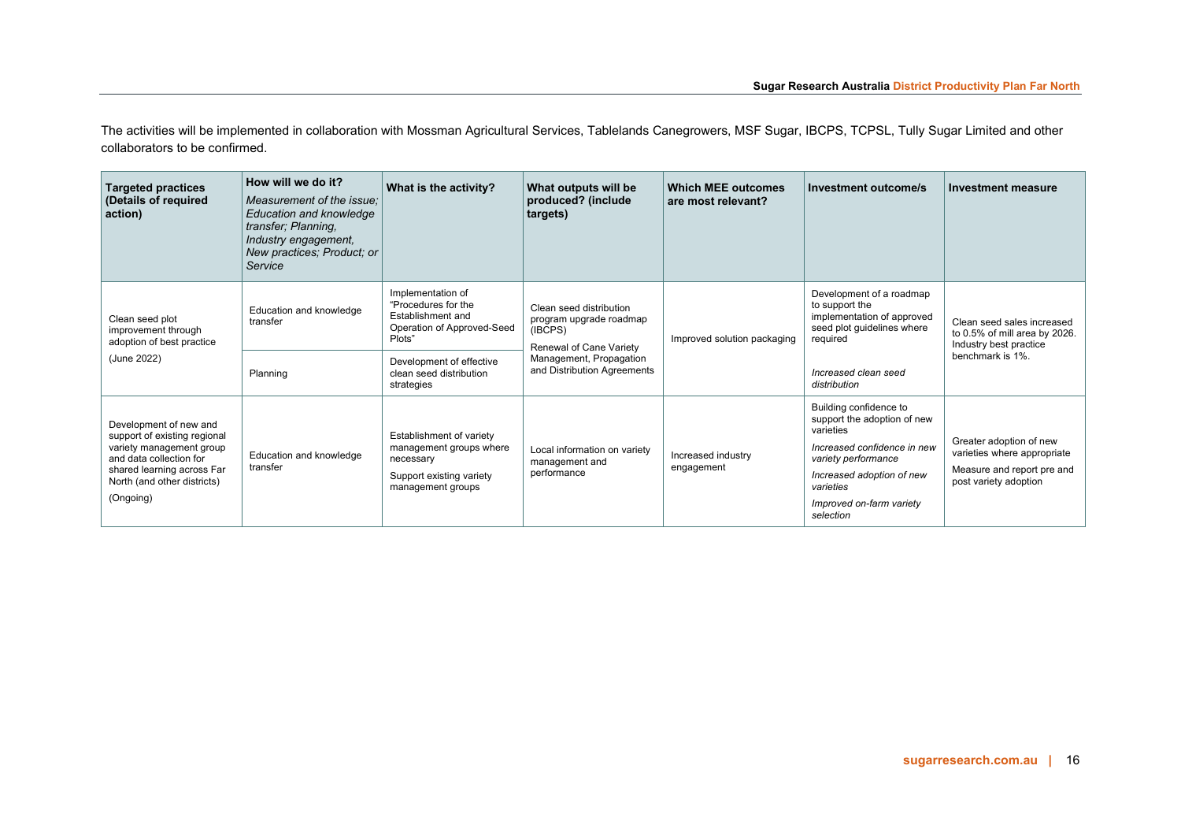The activities will be implemented in collaboration with Mossman Agricultural Services, Tablelands Canegrowers, MSF Sugar, IBCPS, TCPSL, Tully Sugar Limited and other collaborators to be confirmed.

| Targeted practices (Details of required action) | How will we do it? *Measurement of the issue; Education and knowledge transfer; Planning, Industry engagement, New practices; Product; or Service* | What is the activity? | What outputs will be produced? (include targets) | Which MEE outcomes are most relevant? | Investment outcome/s | Investment measure |
|---|---|---|---|---|---|---|
| Clean seed plot improvement through adoption of best practice<br><br>(June 2022) | Education and knowledge transfer | Implementation of "Procedures for the Establishment and Operation of Approved-Seed Plots" | Clean seed distribution program upgrade roadmap (IBCPS)<br><br>Renewal of Cane Variety Management, Propagation and Distribution Agreements | Improved solution packaging | Development of a roadmap to support the implementation of approved seed plot guidelines where required<br><br>*Increased clean seed distribution* | Clean seed sales increased to 0.5% of mill area by 2026. Industry best practice benchmark is 1%. |
| | Planning | Development of effective clean seed distribution strategies | | | | |
| Development of new and support of existing regional variety management group and data collection for shared learning across Far North (and other districts)<br><br>(Ongoing) | Education and knowledge transfer | Establishment of variety management groups where necessary<br><br>Support existing variety management groups | Local information on variety management and performance | Increased industry engagement | Building confidence to support the adoption of new varieties<br><br>*Increased confidence in new variety performance*<br><br>*Increased adoption of new varieties*<br><br>*Improved on-farm variety selection* | Greater adoption of new varieties where appropriate<br><br>Measure and report pre and post variety adoption |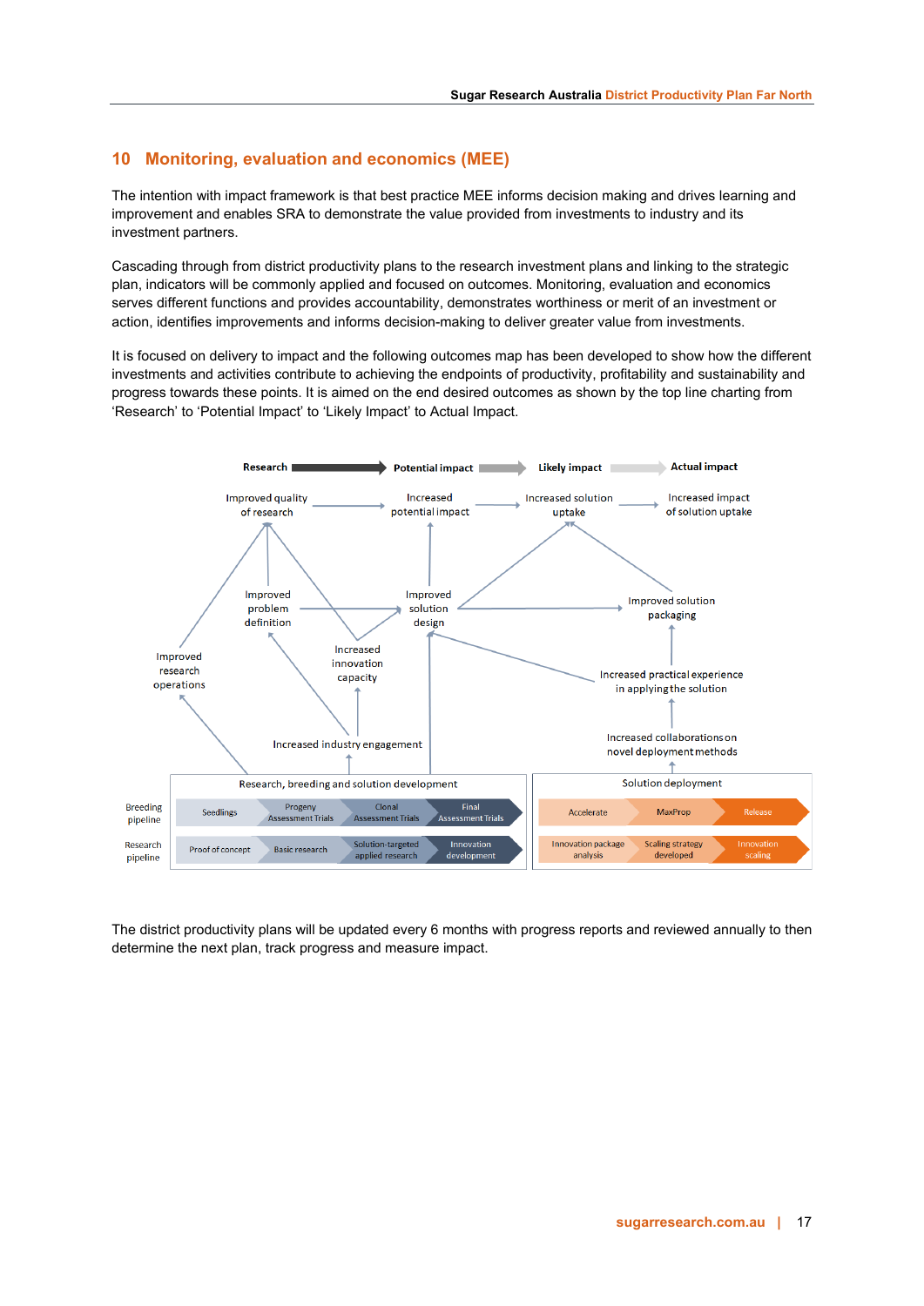## 10 Monitoring, evaluation and economics (MEE)

The intention with impact framework is that best practice MEE informs decision making and drives learning and improvement and enables SRA to demonstrate the value provided from investments to industry and its investment partners.

Cascading through from district productivity plans to the research investment plans and linking to the strategic plan, indicators will be commonly applied and focused on outcomes. Monitoring, evaluation and economics serves different functions and provides accountability, demonstrates worthiness or merit of an investment or action, identifies improvements and informs decision-making to deliver greater value from investments.

It is focused on delivery to impact and the following outcomes map has been developed to show how the different investments and activities contribute to achieving the endpoints of productivity, profitability and sustainability and progress towards these points. It is aimed on the end desired outcomes as shown by the top line charting from 'Research' to 'Potential Impact' to 'Likely Impact' to Actual Impact.

Research → Potential impact → Likely impact → Actual impact

Improved quality of research → Increased potential impact → Increased solution uptake → Increased impact of solution uptake

Improved problem definition

Improved solution design

Improved solution packaging

Improved research operations

Increased innovation capacity

Increased practical experience in applying the solution

Increased industry engagement

Increased collaborations on novel deployment methods

**Research, breeding and solution development**

- Breeding pipeline: Seedlings → Progeny Assessment Trials → Clonal Assessment Trials → Final Assessment Trials
- Research pipeline: Proof of concept → Basic research → Solution-targeted applied research → Innovation development

**Solution deployment**

- Accelerate → MaxProp → Release
- Innovation package analysis → Scaling strategy developed → Innovation scaling

The district productivity plans will be updated every 6 months with progress reports and reviewed annually to then determine the next plan, track progress and measure impact.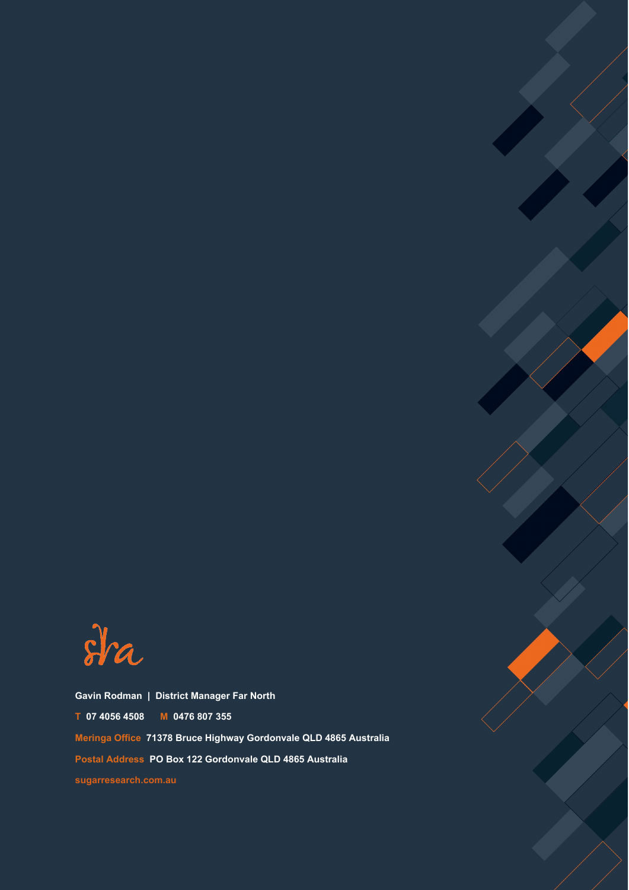sra

**Gavin Rodman | District Manager Far North**

**T** 07 4056 4508 **M** 0476 807 355

**Meringa Office** 71378 Bruce Highway Gordonvale QLD 4865 Australia

**Postal Address** PO Box 122 Gordonvale QLD 4865 Australia

**sugarresearch.com.au**